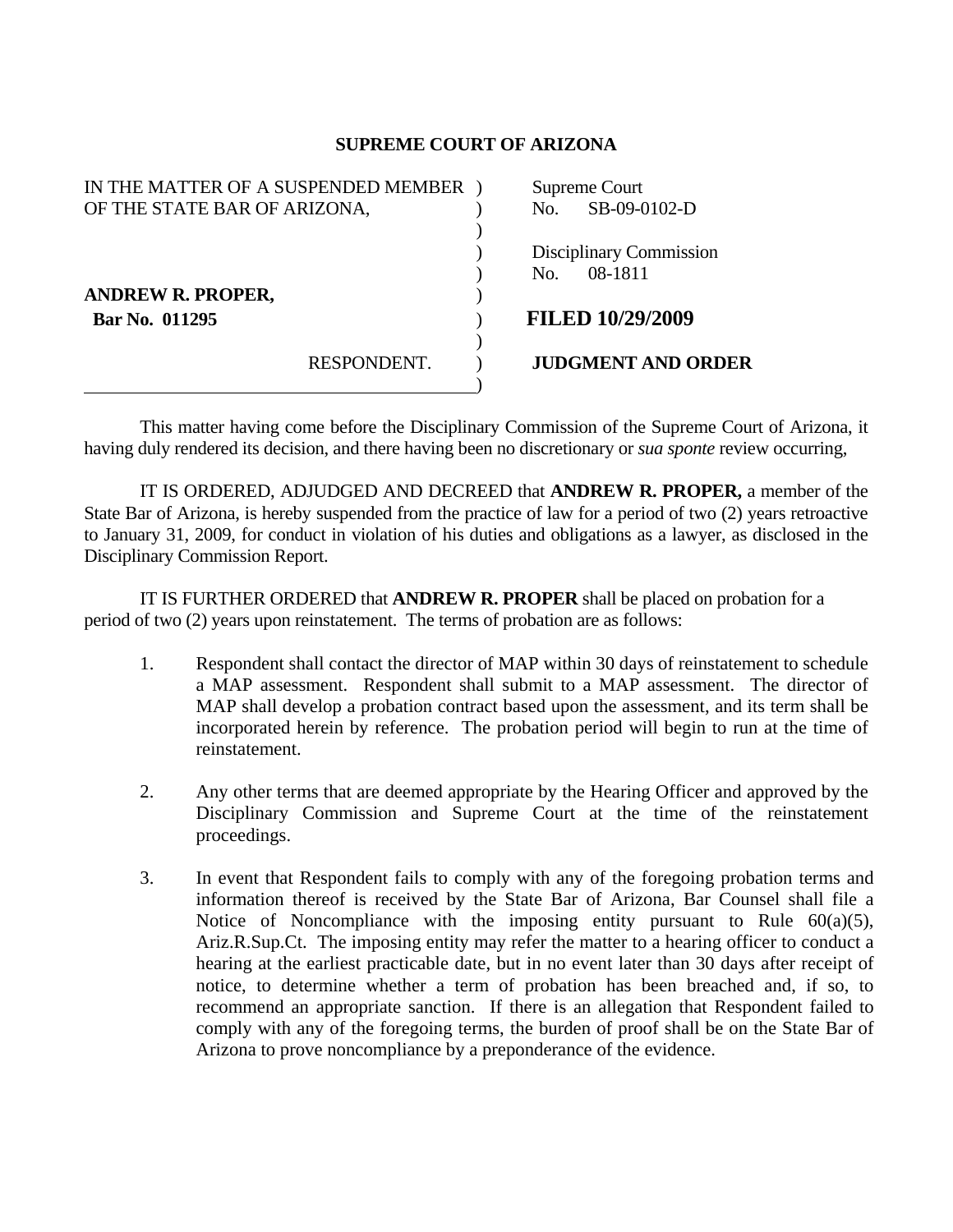# SUPREME COURT OF ARIZONA

| | |
|---|---|
| IN THE MATTER OF A SUSPENDED MEMBER OF THE STATE BAR OF ARIZONA, | Supreme Court No. SB-09-0102-D |
| | Disciplinary Commission No. 08-1811 |
| **ANDREW R. PROPER,** **Bar No. 011295** | **FILED 10/29/2009** |
| RESPONDENT. | **JUDGMENT AND ORDER** |

This matter having come before the Disciplinary Commission of the Supreme Court of Arizona, it having duly rendered its decision, and there having been no discretionary or *sua sponte* review occurring,

IT IS ORDERED, ADJUDGED AND DECREED that **ANDREW R. PROPER,** a member of the State Bar of Arizona, is hereby suspended from the practice of law for a period of two (2) years retroactive to January 31, 2009, for conduct in violation of his duties and obligations as a lawyer, as disclosed in the Disciplinary Commission Report.

IT IS FURTHER ORDERED that **ANDREW R. PROPER** shall be placed on probation for a period of two (2) years upon reinstatement. The terms of probation are as follows:

1. Respondent shall contact the director of MAP within 30 days of reinstatement to schedule a MAP assessment. Respondent shall submit to a MAP assessment. The director of MAP shall develop a probation contract based upon the assessment, and its term shall be incorporated herein by reference. The probation period will begin to run at the time of reinstatement.

2. Any other terms that are deemed appropriate by the Hearing Officer and approved by the Disciplinary Commission and Supreme Court at the time of the reinstatement proceedings.

3. In event that Respondent fails to comply with any of the foregoing probation terms and information thereof is received by the State Bar of Arizona, Bar Counsel shall file a Notice of Noncompliance with the imposing entity pursuant to Rule 60(a)(5), Ariz.R.Sup.Ct. The imposing entity may refer the matter to a hearing officer to conduct a hearing at the earliest practicable date, but in no event later than 30 days after receipt of notice, to determine whether a term of probation has been breached and, if so, to recommend an appropriate sanction. If there is an allegation that Respondent failed to comply with any of the foregoing terms, the burden of proof shall be on the State Bar of Arizona to prove noncompliance by a preponderance of the evidence.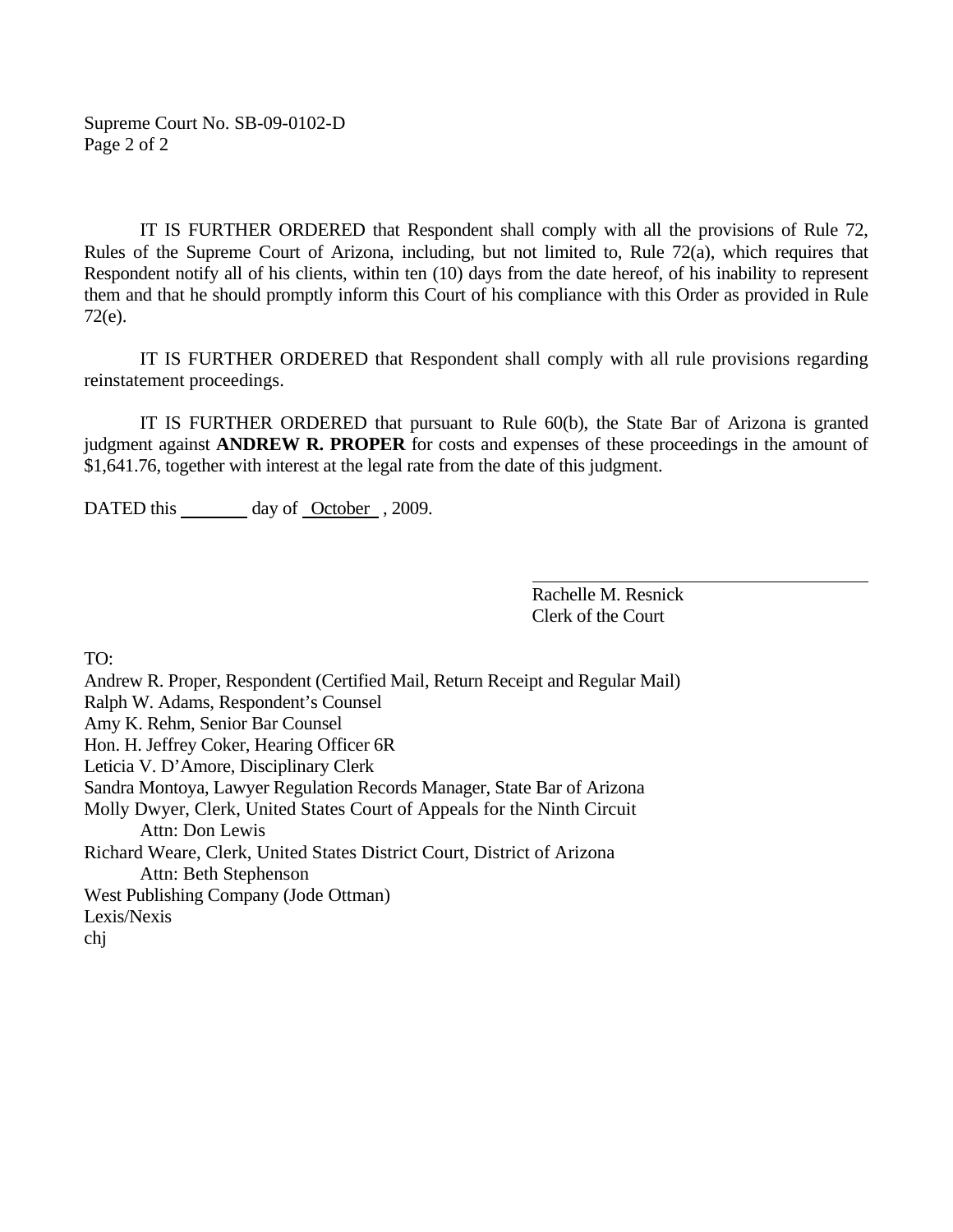IT IS FURTHER ORDERED that Respondent shall comply with all the provisions of Rule 72, Rules of the Supreme Court of Arizona, including, but not limited to, Rule 72(a), which requires that Respondent notify all of his clients, within ten (10) days from the date hereof, of his inability to represent them and that he should promptly inform this Court of his compliance with this Order as provided in Rule 72(e).

IT IS FURTHER ORDERED that Respondent shall comply with all rule provisions regarding reinstatement proceedings.

IT IS FURTHER ORDERED that pursuant to Rule 60(b), the State Bar of Arizona is granted judgment against **ANDREW R. PROPER** for costs and expenses of these proceedings in the amount of $1,641.76, together with interest at the legal rate from the date of this judgment.

DATED this ________ day of October , 2009.

Rachelle M. Resnick
Clerk of the Court

TO:
Andrew R. Proper, Respondent (Certified Mail, Return Receipt and Regular Mail)
Ralph W. Adams, Respondent's Counsel
Amy K. Rehm, Senior Bar Counsel
Hon. H. Jeffrey Coker, Hearing Officer 6R
Leticia V. D'Amore, Disciplinary Clerk
Sandra Montoya, Lawyer Regulation Records Manager, State Bar of Arizona
Molly Dwyer, Clerk, United States Court of Appeals for the Ninth Circuit
Attn: Don Lewis
Richard Weare, Clerk, United States District Court, District of Arizona
Attn: Beth Stephenson
West Publishing Company (Jode Ottman)
Lexis/Nexis
chj